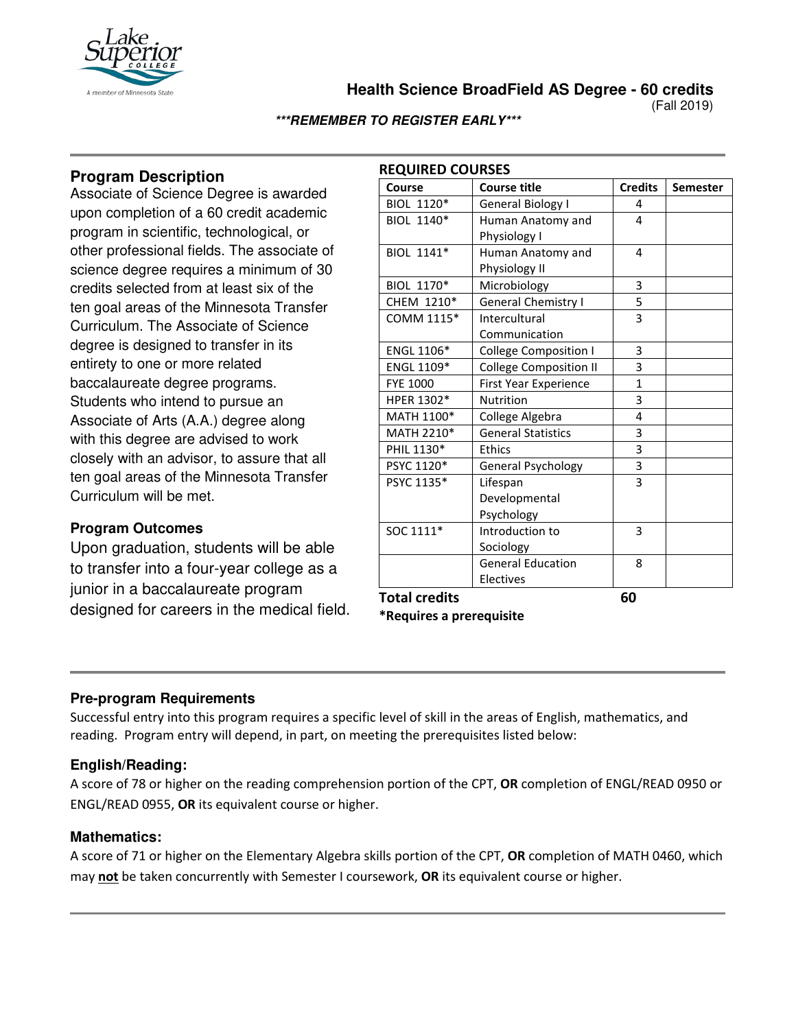# Health Science BroadField AS Degree - 60 credits

(Fall 2019)

***REMEMBER TO REGISTER EARLY***

## Program Description

Associate of Science Degree is awarded upon completion of a 60 credit academic program in scientific, technological, or other professional fields. The associate of science degree requires a minimum of 30 credits selected from at least six of the ten goal areas of the Minnesota Transfer Curriculum. The Associate of Science degree is designed to transfer in its entirety to one or more related baccalaureate degree programs. Students who intend to pursue an Associate of Arts (A.A.) degree along with this degree are advised to work closely with an advisor, to assure that all ten goal areas of the Minnesota Transfer Curriculum will be met.

### Program Outcomes

Upon graduation, students will be able to transfer into a four-year college as a junior in a baccalaureate program designed for careers in the medical field.

## REQUIRED COURSES

| Course | Course title | Credits | Semester |
|---|---|---|---|
| BIOL 1120* | General Biology I | 4 | |
| BIOL 1140* | Human Anatomy and Physiology I | 4 | |
| BIOL 1141* | Human Anatomy and Physiology II | 4 | |
| BIOL 1170* | Microbiology | 3 | |
| CHEM 1210* | General Chemistry I | 5 | |
| COMM 1115* | Intercultural Communication | 3 | |
| ENGL 1106* | College Composition I | 3 | |
| ENGL 1109* | College Composition II | 3 | |
| FYE 1000 | First Year Experience | 1 | |
| HPER 1302* | Nutrition | 3 | |
| MATH 1100* | College Algebra | 4 | |
| MATH 2210* | General Statistics | 3 | |
| PHIL 1130* | Ethics | 3 | |
| PSYC 1120* | General Psychology | 3 | |
| PSYC 1135* | Lifespan Developmental Psychology | 3 | |
| SOC 1111* | Introduction to Sociology | 3 | |
| | General Education Electives | 8 | |
| **Total credits** | | **60** | |

**\*Requires a prerequisite**

### Pre-program Requirements

Successful entry into this program requires a specific level of skill in the areas of English, mathematics, and reading. Program entry will depend, in part, on meeting the prerequisites listed below:

### English/Reading:

A score of 78 or higher on the reading comprehension portion of the CPT, **OR** completion of ENGL/READ 0950 or ENGL/READ 0955, **OR** its equivalent course or higher.

### Mathematics:

A score of 71 or higher on the Elementary Algebra skills portion of the CPT, **OR** completion of MATH 0460, which may **not** be taken concurrently with Semester I coursework, **OR** its equivalent course or higher.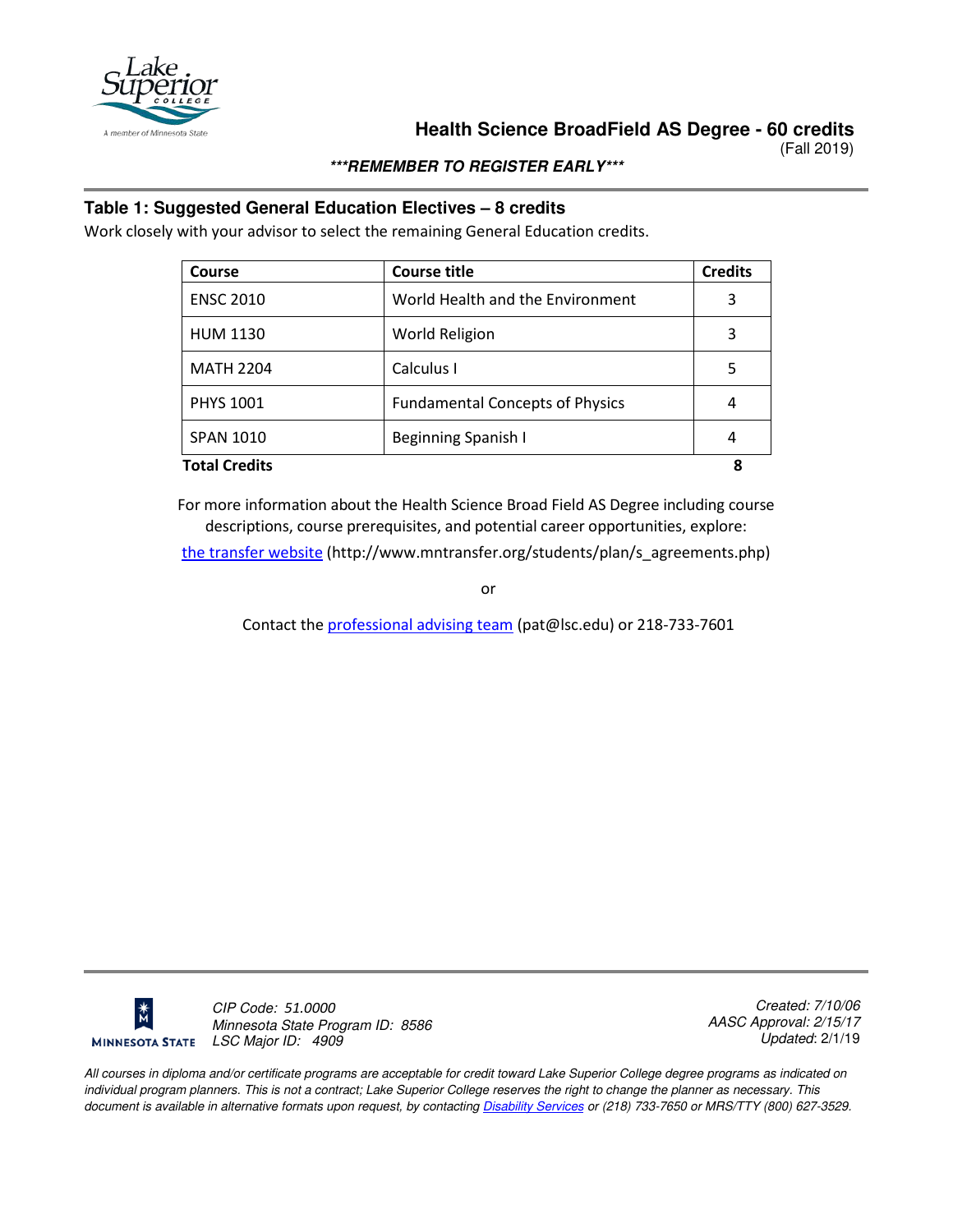**Health Science BroadField AS Degree - 60 credits**
(Fall 2019)

***REMEMBER TO REGISTER EARLY***

### Table 1: Suggested General Education Electives – 8 credits

Work closely with your advisor to select the remaining General Education credits.

| Course | Course title | Credits |
|---|---|---|
| ENSC 2010 | World Health and the Environment | 3 |
| HUM 1130 | World Religion | 3 |
| MATH 2204 | Calculus I | 5 |
| PHYS 1001 | Fundamental Concepts of Physics | 4 |
| SPAN 1010 | Beginning Spanish I | 4 |
| **Total Credits** | | **8** |

For more information about the Health Science Broad Field AS Degree including course descriptions, course prerequisites, and potential career opportunities, explore:

the transfer website (http://www.mntransfer.org/students/plan/s_agreements.php)

or

Contact the professional advising team (pat@lsc.edu) or 218-733-7601

*CIP Code: 51.0000*
*Minnesota State Program ID: 8586*
*LSC Major ID: 4909*

*Created: 7/10/06*
*AASC Approval: 2/15/17*
*Updated: 2/1/19*

*All courses in diploma and/or certificate programs are acceptable for credit toward Lake Superior College degree programs as indicated on individual program planners. This is not a contract; Lake Superior College reserves the right to change the planner as necessary. This document is available in alternative formats upon request, by contacting Disability Services or (218) 733-7650 or MRS/TTY (800) 627-3529.*